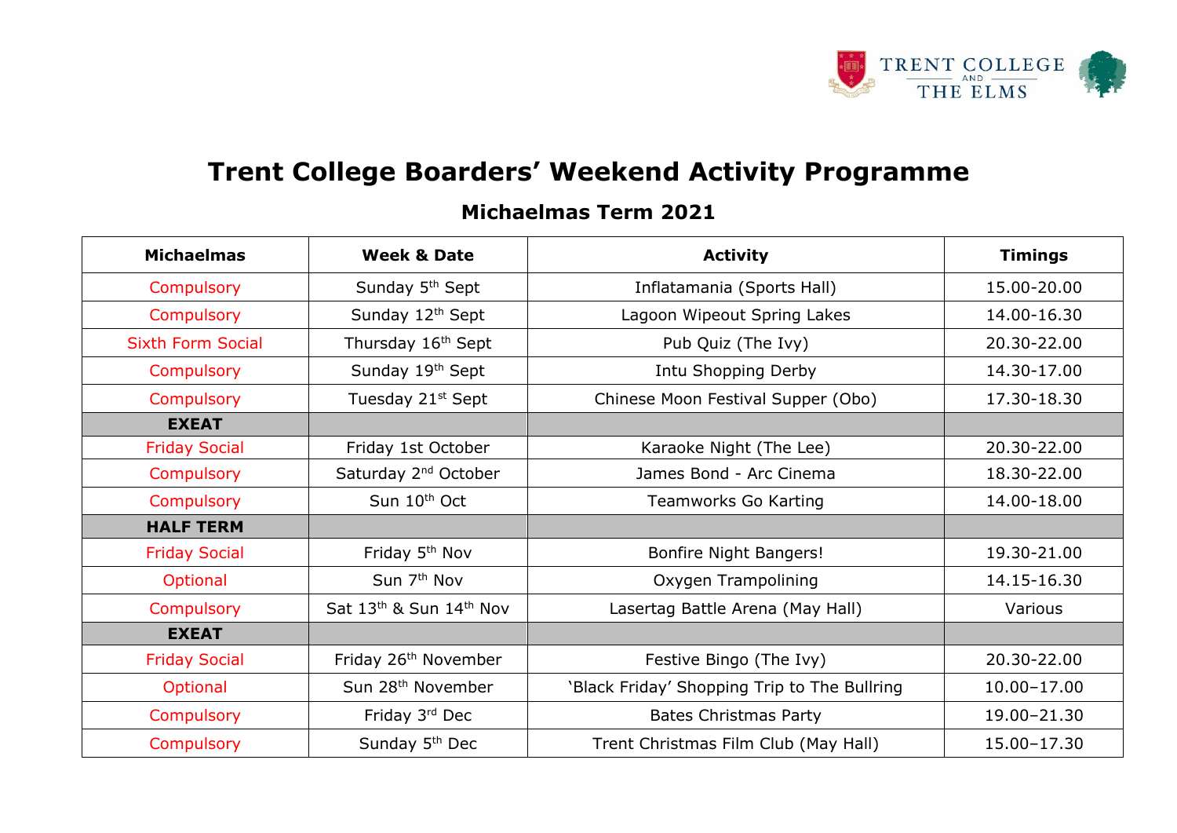# Trent College Boarders' Weekend Activity Programme

## Michaelmas Term 2021

| Michaelmas | Week & Date | Activity | Timings |
|---|---|---|---|
| Compulsory | Sunday 5th Sept | Inflatamania (Sports Hall) | 15.00-20.00 |
| Compulsory | Sunday 12th Sept | Lagoon Wipeout Spring Lakes | 14.00-16.30 |
| Sixth Form Social | Thursday 16th Sept | Pub Quiz (The Ivy) | 20.30-22.00 |
| Compulsory | Sunday 19th Sept | Intu Shopping Derby | 14.30-17.00 |
| Compulsory | Tuesday 21st Sept | Chinese Moon Festival Supper (Obo) | 17.30-18.30 |
| **EXEAT** | | | |
| Friday Social | Friday 1st October | Karaoke Night (The Lee) | 20.30-22.00 |
| Compulsory | Saturday 2nd October | James Bond - Arc Cinema | 18.30-22.00 |
| Compulsory | Sun 10th Oct | Teamworks Go Karting | 14.00-18.00 |
| **HALF TERM** | | | |
| Friday Social | Friday 5th Nov | Bonfire Night Bangers! | 19.30-21.00 |
| Optional | Sun 7th Nov | Oxygen Trampolining | 14.15-16.30 |
| Compulsory | Sat 13th & Sun 14th Nov | Lasertag Battle Arena (May Hall) | Various |
| **EXEAT** | | | |
| Friday Social | Friday 26th November | Festive Bingo (The Ivy) | 20.30-22.00 |
| Optional | Sun 28th November | 'Black Friday' Shopping Trip to The Bullring | 10.00–17.00 |
| Compulsory | Friday 3rd Dec | Bates Christmas Party | 19.00–21.30 |
| Compulsory | Sunday 5th Dec | Trent Christmas Film Club (May Hall) | 15.00–17.30 |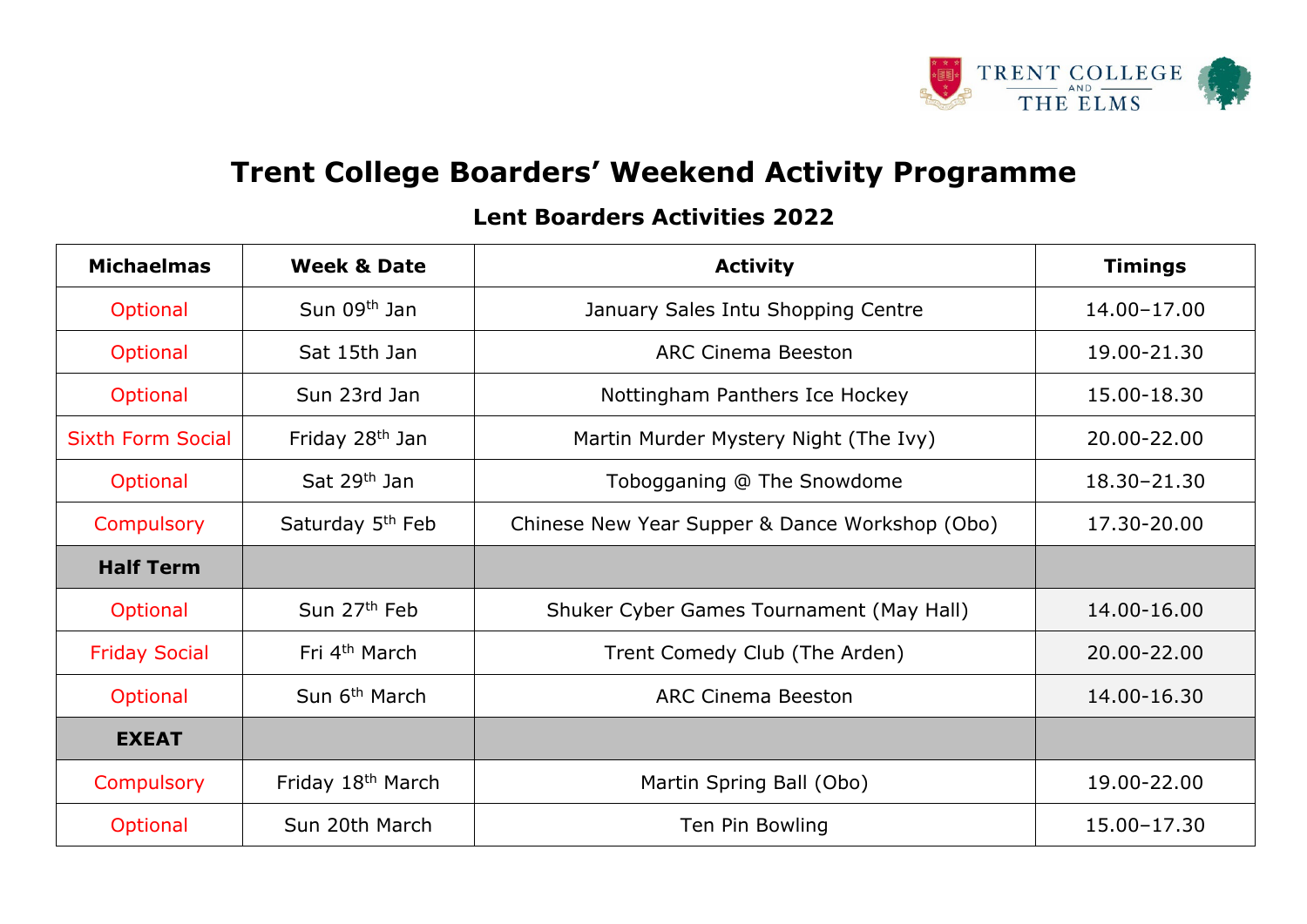# Trent College Boarders' Weekend Activity Programme

## Lent Boarders Activities 2022

| Michaelmas | Week & Date | Activity | Timings |
|---|---|---|---|
| Optional | Sun 09th Jan | January Sales Intu Shopping Centre | 14.00–17.00 |
| Optional | Sat 15th Jan | ARC Cinema Beeston | 19.00-21.30 |
| Optional | Sun 23rd Jan | Nottingham Panthers Ice Hockey | 15.00-18.30 |
| Sixth Form Social | Friday 28th Jan | Martin Murder Mystery Night (The Ivy) | 20.00-22.00 |
| Optional | Sat 29th Jan | Tobogganing @ The Snowdome | 18.30–21.30 |
| Compulsory | Saturday 5th Feb | Chinese New Year Supper & Dance Workshop (Obo) | 17.30-20.00 |
| **Half Term** | | | |
| Optional | Sun 27th Feb | Shuker Cyber Games Tournament (May Hall) | 14.00-16.00 |
| Friday Social | Fri 4th March | Trent Comedy Club (The Arden) | 20.00-22.00 |
| Optional | Sun 6th March | ARC Cinema Beeston | 14.00-16.30 |
| **EXEAT** | | | |
| Compulsory | Friday 18th March | Martin Spring Ball (Obo) | 19.00-22.00 |
| Optional | Sun 20th March | Ten Pin Bowling | 15.00–17.30 |